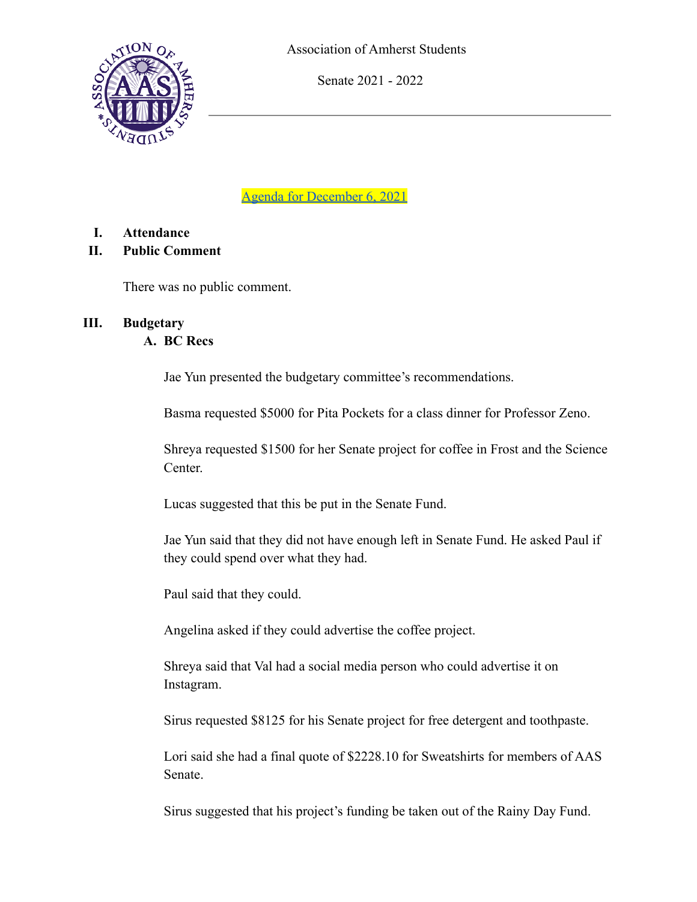Association of Amherst Students

Senate 2021 - 2022

---

[Agenda for December 6, 2021]

**I. Attendance**

**II. Public Comment**

There was no public comment.

**III. Budgetary**

**A. BC Recs**

Jae Yun presented the budgetary committee's recommendations.

Basma requested $5000 for Pita Pockets for a class dinner for Professor Zeno.

Shreya requested $1500 for her Senate project for coffee in Frost and the Science Center.

Lucas suggested that this be put in the Senate Fund.

Jae Yun said that they did not have enough left in Senate Fund. He asked Paul if they could spend over what they had.

Paul said that they could.

Angelina asked if they could advertise the coffee project.

Shreya said that Val had a social media person who could advertise it on Instagram.

Sirus requested $8125 for his Senate project for free detergent and toothpaste.

Lori said she had a final quote of $2228.10 for Sweatshirts for members of AAS Senate.

Sirus suggested that his project's funding be taken out of the Rainy Day Fund.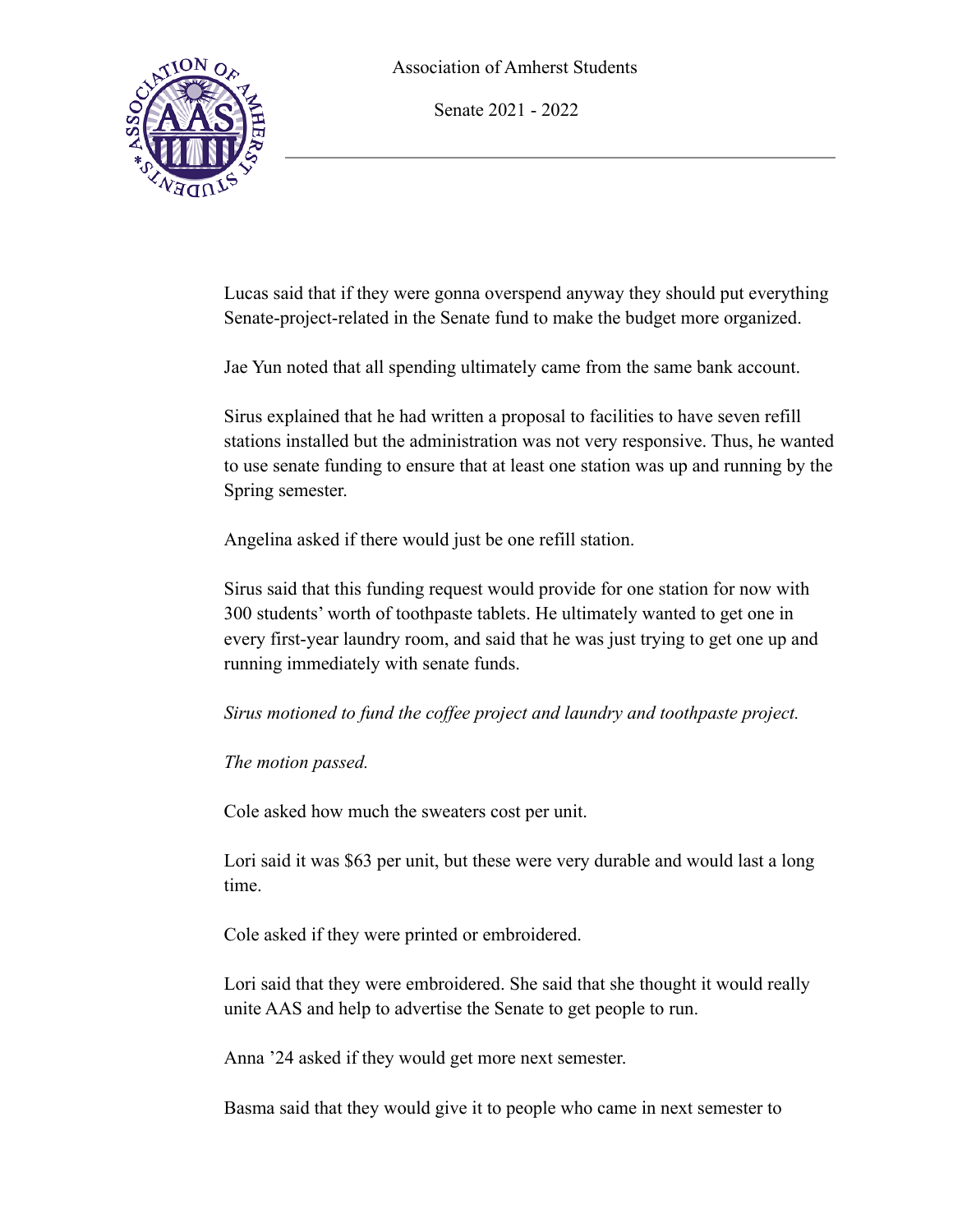Lucas said that if they were gonna overspend anyway they should put everything Senate-project-related in the Senate fund to make the budget more organized.

Jae Yun noted that all spending ultimately came from the same bank account.

Sirus explained that he had written a proposal to facilities to have seven refill stations installed but the administration was not very responsive. Thus, he wanted to use senate funding to ensure that at least one station was up and running by the Spring semester.

Angelina asked if there would just be one refill station.

Sirus said that this funding request would provide for one station for now with 300 students' worth of toothpaste tablets. He ultimately wanted to get one in every first-year laundry room, and said that he was just trying to get one up and running immediately with senate funds.

*Sirus motioned to fund the coffee project and laundry and toothpaste project.*

*The motion passed.*

Cole asked how much the sweaters cost per unit.

Lori said it was $63 per unit, but these were very durable and would last a long time.

Cole asked if they were printed or embroidered.

Lori said that they were embroidered. She said that she thought it would really unite AAS and help to advertise the Senate to get people to run.

Anna '24 asked if they would get more next semester.

Basma said that they would give it to people who came in next semester to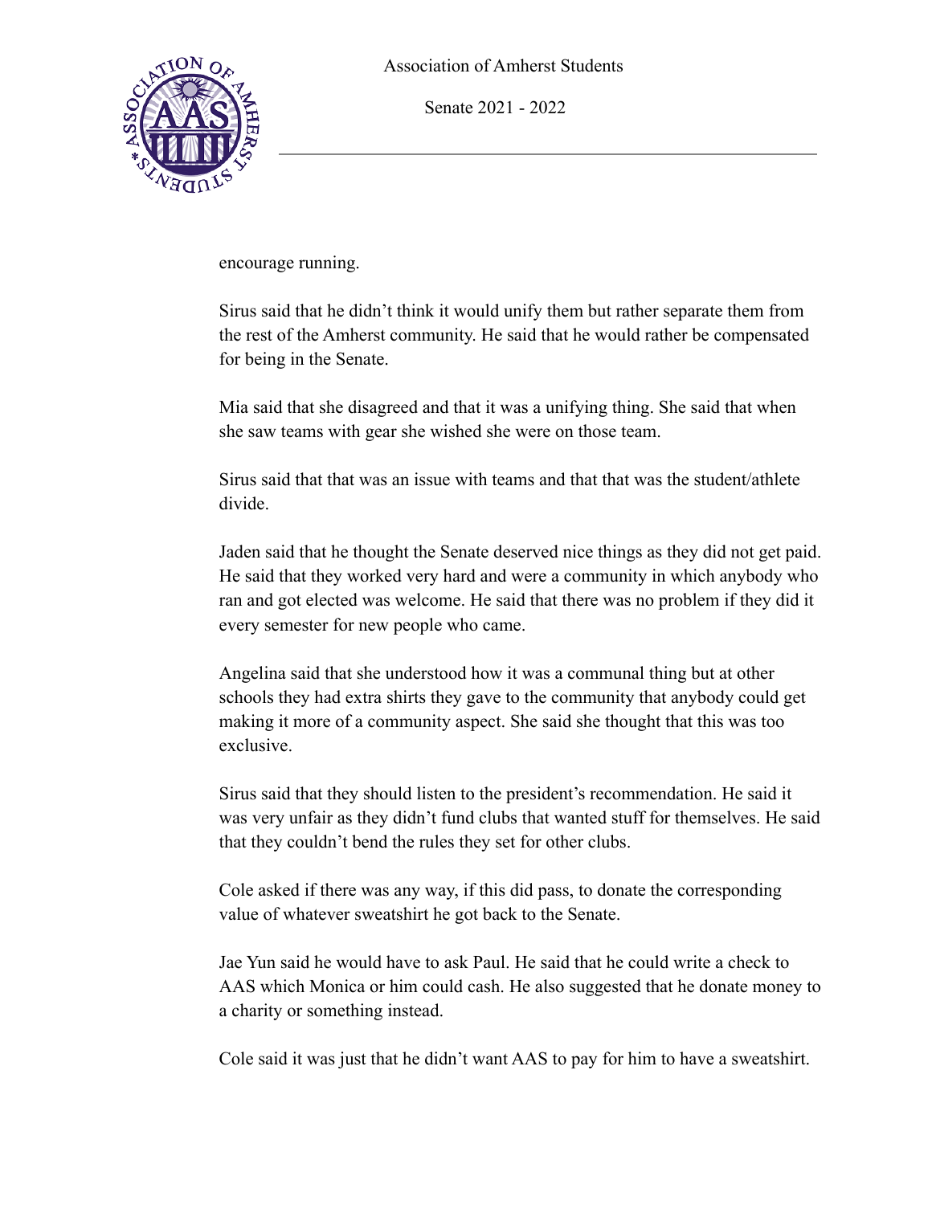encourage running.

Sirus said that he didn't think it would unify them but rather separate them from the rest of the Amherst community. He said that he would rather be compensated for being in the Senate.

Mia said that she disagreed and that it was a unifying thing. She said that when she saw teams with gear she wished she were on those team.

Sirus said that that was an issue with teams and that that was the student/athlete divide.

Jaden said that he thought the Senate deserved nice things as they did not get paid. He said that they worked very hard and were a community in which anybody who ran and got elected was welcome. He said that there was no problem if they did it every semester for new people who came.

Angelina said that she understood how it was a communal thing but at other schools they had extra shirts they gave to the community that anybody could get making it more of a community aspect. She said she thought that this was too exclusive.

Sirus said that they should listen to the president's recommendation. He said it was very unfair as they didn't fund clubs that wanted stuff for themselves. He said that they couldn't bend the rules they set for other clubs.

Cole asked if there was any way, if this did pass, to donate the corresponding value of whatever sweatshirt he got back to the Senate.

Jae Yun said he would have to ask Paul. He said that he could write a check to AAS which Monica or him could cash. He also suggested that he donate money to a charity or something instead.

Cole said it was just that he didn't want AAS to pay for him to have a sweatshirt.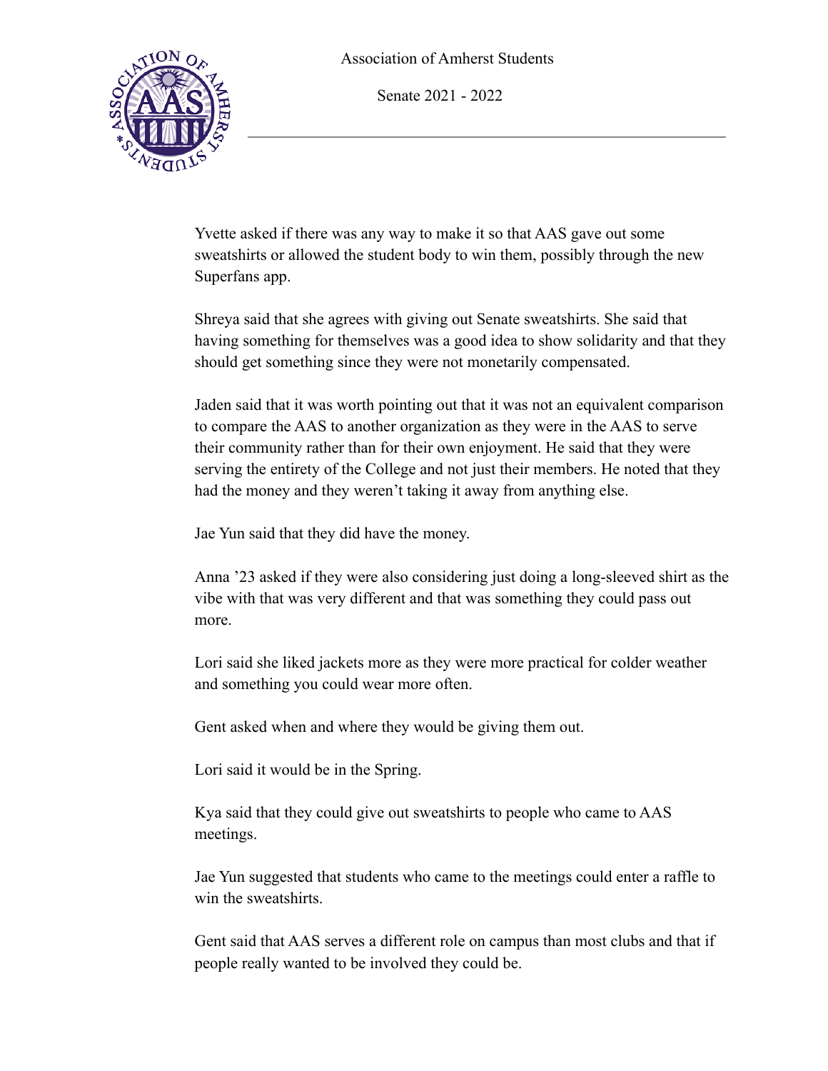Yvette asked if there was any way to make it so that AAS gave out some sweatshirts or allowed the student body to win them, possibly through the new Superfans app.

Shreya said that she agrees with giving out Senate sweatshirts. She said that having something for themselves was a good idea to show solidarity and that they should get something since they were not monetarily compensated.

Jaden said that it was worth pointing out that it was not an equivalent comparison to compare the AAS to another organization as they were in the AAS to serve their community rather than for their own enjoyment. He said that they were serving the entirety of the College and not just their members. He noted that they had the money and they weren't taking it away from anything else.

Jae Yun said that they did have the money.

Anna '23 asked if they were also considering just doing a long-sleeved shirt as the vibe with that was very different and that was something they could pass out more.

Lori said she liked jackets more as they were more practical for colder weather and something you could wear more often.

Gent asked when and where they would be giving them out.

Lori said it would be in the Spring.

Kya said that they could give out sweatshirts to people who came to AAS meetings.

Jae Yun suggested that students who came to the meetings could enter a raffle to win the sweatshirts.

Gent said that AAS serves a different role on campus than most clubs and that if people really wanted to be involved they could be.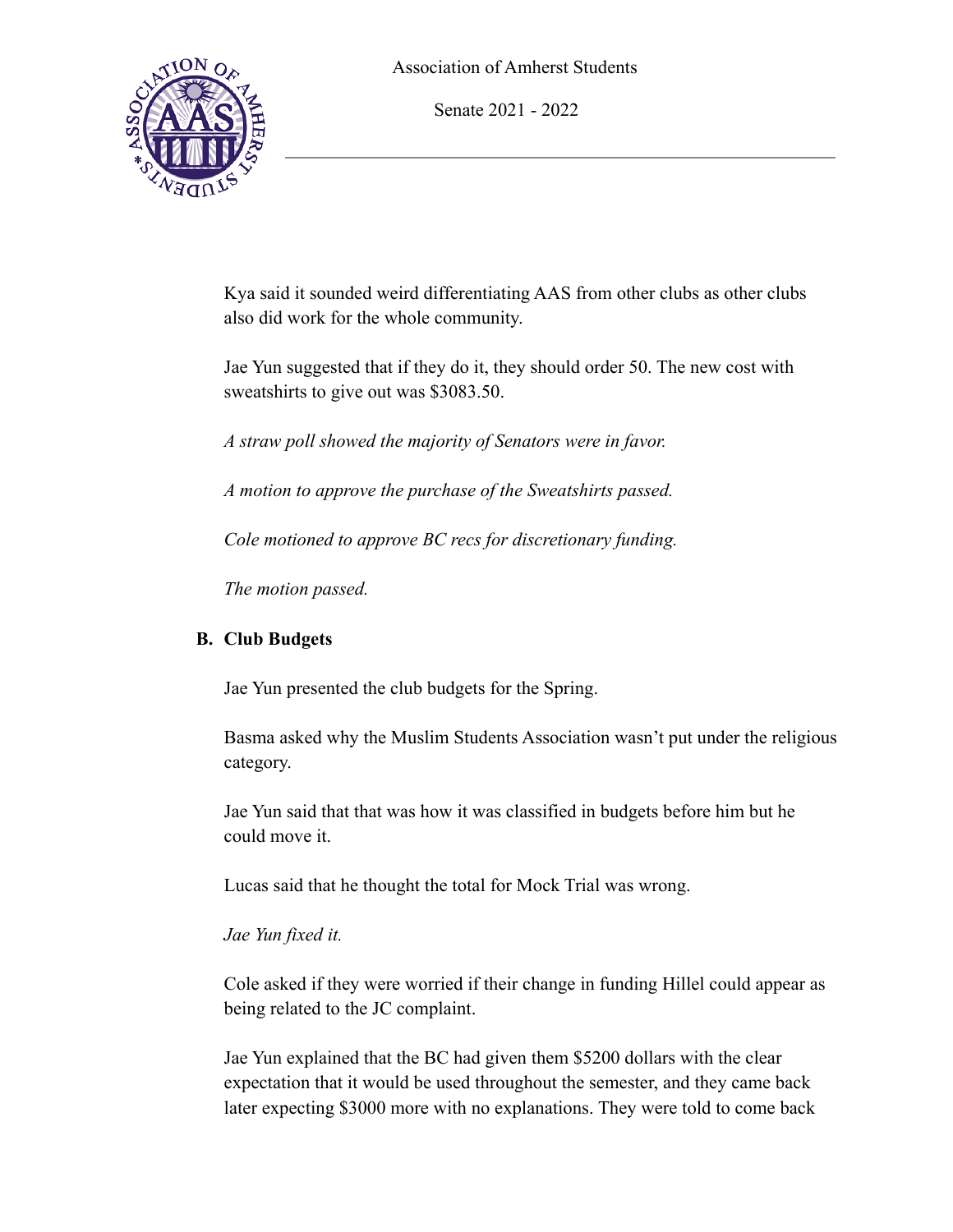Kya said it sounded weird differentiating AAS from other clubs as other clubs also did work for the whole community.

Jae Yun suggested that if they do it, they should order 50. The new cost with sweatshirts to give out was $3083.50.

*A straw poll showed the majority of Senators were in favor.*

*A motion to approve the purchase of the Sweatshirts passed.*

*Cole motioned to approve BC recs for discretionary funding.*

*The motion passed.*

## B. Club Budgets

Jae Yun presented the club budgets for the Spring.

Basma asked why the Muslim Students Association wasn't put under the religious category.

Jae Yun said that that was how it was classified in budgets before him but he could move it.

Lucas said that he thought the total for Mock Trial was wrong.

*Jae Yun fixed it.*

Cole asked if they were worried if their change in funding Hillel could appear as being related to the JC complaint.

Jae Yun explained that the BC had given them $5200 dollars with the clear expectation that it would be used throughout the semester, and they came back later expecting $3000 more with no explanations. They were told to come back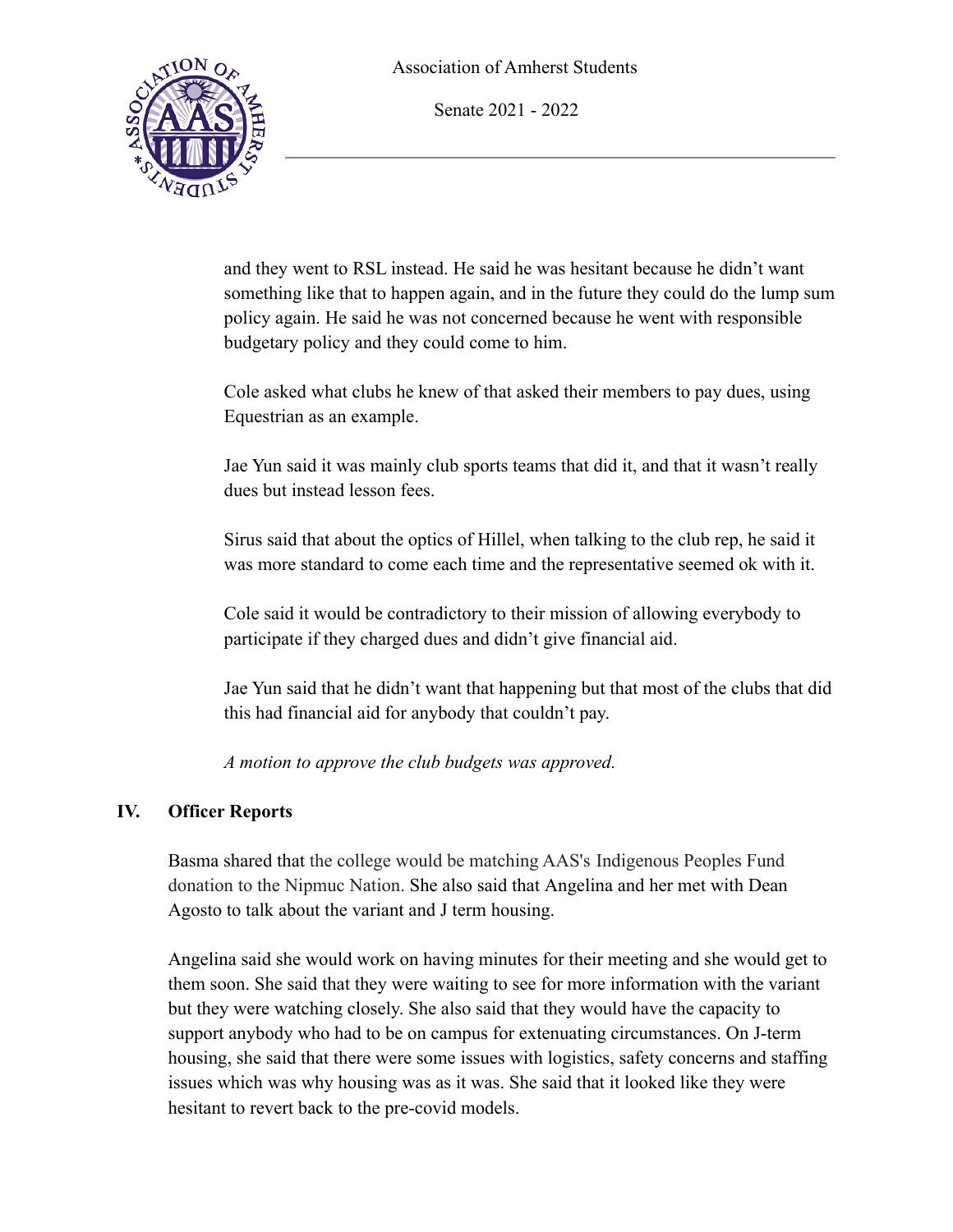and they went to RSL instead. He said he was hesitant because he didn't want something like that to happen again, and in the future they could do the lump sum policy again. He said he was not concerned because he went with responsible budgetary policy and they could come to him.

Cole asked what clubs he knew of that asked their members to pay dues, using Equestrian as an example.

Jae Yun said it was mainly club sports teams that did it, and that it wasn't really dues but instead lesson fees.

Sirus said that about the optics of Hillel, when talking to the club rep, he said it was more standard to come each time and the representative seemed ok with it.

Cole said it would be contradictory to their mission of allowing everybody to participate if they charged dues and didn't give financial aid.

Jae Yun said that he didn't want that happening but that most of the clubs that did this had financial aid for anybody that couldn't pay.

*A motion to approve the club budgets was approved.*

## IV. Officer Reports

Basma shared that the college would be matching AAS's Indigenous Peoples Fund donation to the Nipmuc Nation. She also said that Angelina and her met with Dean Agosto to talk about the variant and J term housing.

Angelina said she would work on having minutes for their meeting and she would get to them soon. She said that they were waiting to see for more information with the variant but they were watching closely. She also said that they would have the capacity to support anybody who had to be on campus for extenuating circumstances. On J-term housing, she said that there were some issues with logistics, safety concerns and staffing issues which was why housing was as it was. She said that it looked like they were hesitant to revert back to the pre-covid models.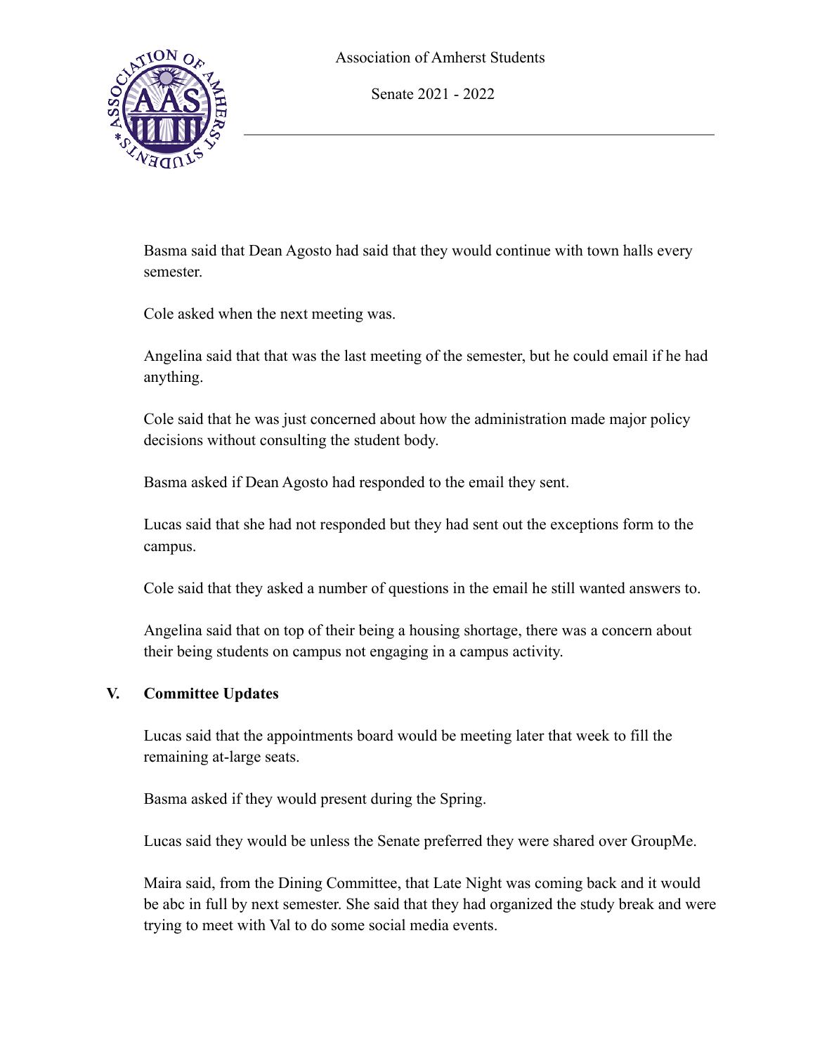Basma said that Dean Agosto had said that they would continue with town halls every semester.

Cole asked when the next meeting was.

Angelina said that that was the last meeting of the semester, but he could email if he had anything.

Cole said that he was just concerned about how the administration made major policy decisions without consulting the student body.

Basma asked if Dean Agosto had responded to the email they sent.

Lucas said that she had not responded but they had sent out the exceptions form to the campus.

Cole said that they asked a number of questions in the email he still wanted answers to.

Angelina said that on top of their being a housing shortage, there was a concern about their being students on campus not engaging in a campus activity.

## V. Committee Updates

Lucas said that the appointments board would be meeting later that week to fill the remaining at-large seats.

Basma asked if they would present during the Spring.

Lucas said they would be unless the Senate preferred they were shared over GroupMe.

Maira said, from the Dining Committee, that Late Night was coming back and it would be abc in full by next semester. She said that they had organized the study break and were trying to meet with Val to do some social media events.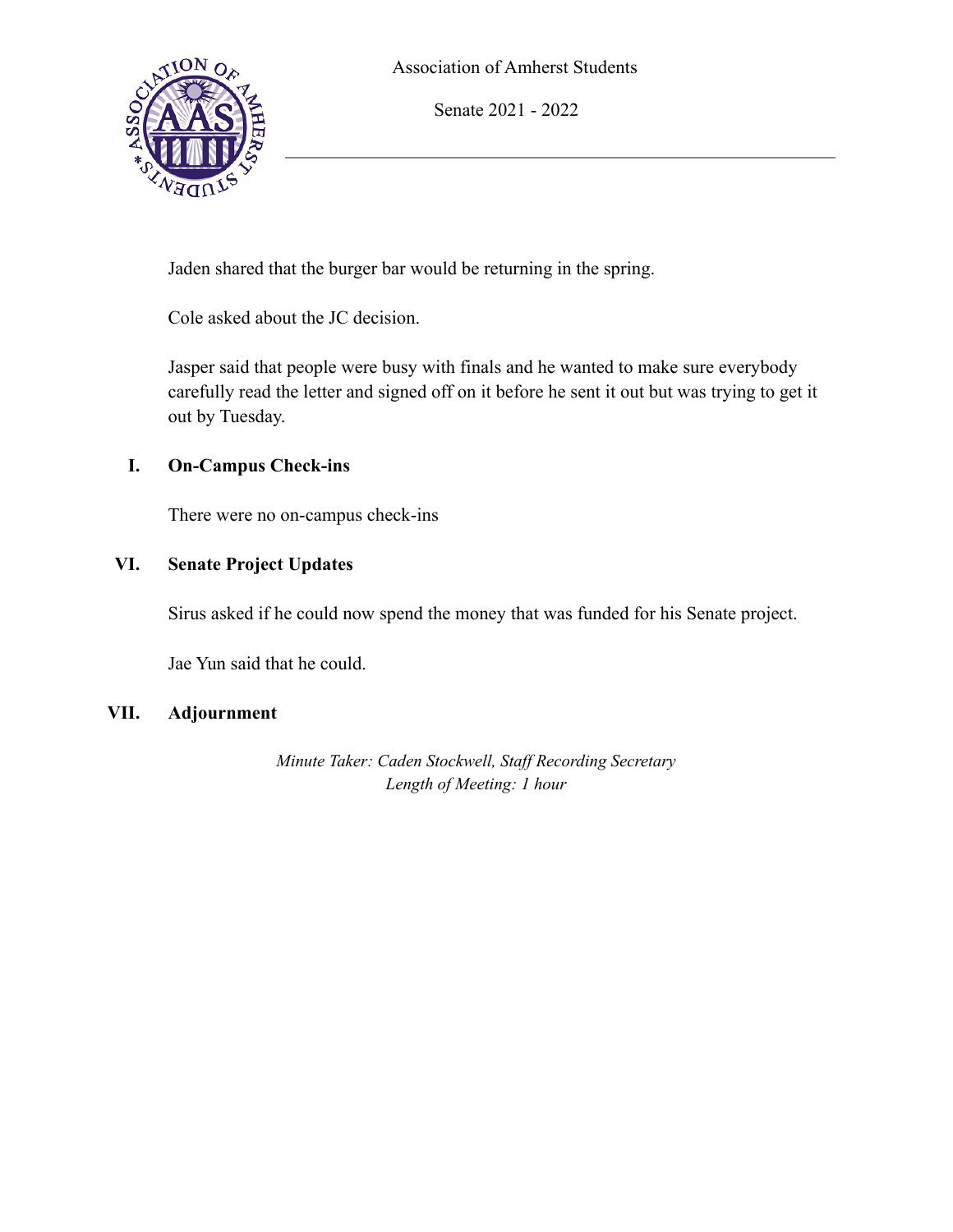Jaden shared that the burger bar would be returning in the spring.

Cole asked about the JC decision.

Jasper said that people were busy with finals and he wanted to make sure everybody carefully read the letter and signed off on it before he sent it out but was trying to get it out by Tuesday.

## I. On-Campus Check-ins

There were no on-campus check-ins

## VI. Senate Project Updates

Sirus asked if he could now spend the money that was funded for his Senate project.

Jae Yun said that he could.

## VII. Adjournment

*Minute Taker: Caden Stockwell, Staff Recording Secretary*
*Length of Meeting: 1 hour*